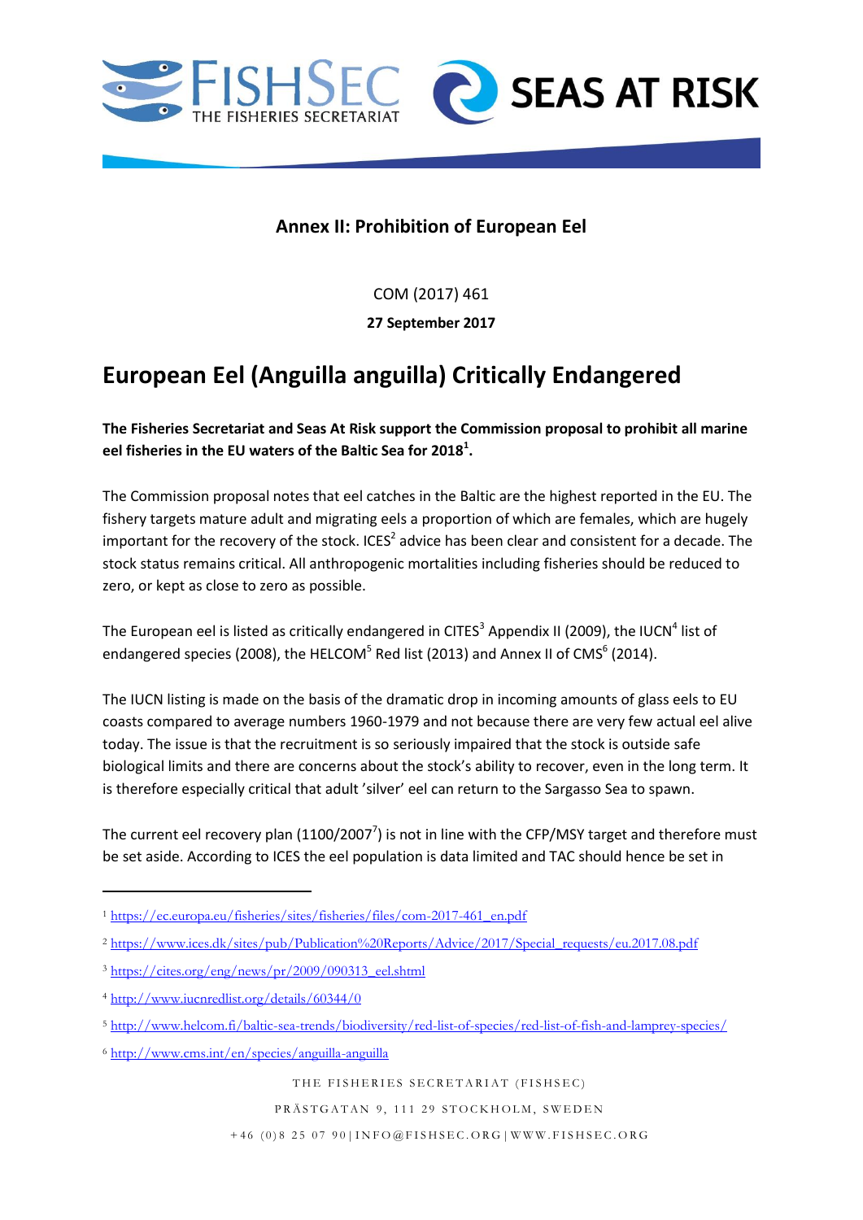**Annex II: Prohibition of European Eel**

COM (2017) 461

**27 September 2017**

# European Eel (Anguilla anguilla) Critically Endangered

**The Fisheries Secretariat and Seas At Risk support the Commission proposal to prohibit all marine eel fisheries in the EU waters of the Baltic Sea for 2018[1].**

The Commission proposal notes that eel catches in the Baltic are the highest reported in the EU. The fishery targets mature adult and migrating eels a proportion of which are females, which are hugely important for the recovery of the stock. ICES[2] advice has been clear and consistent for a decade. The stock status remains critical. All anthropogenic mortalities including fisheries should be reduced to zero, or kept as close to zero as possible.

The European eel is listed as critically endangered in CITES[3] Appendix II (2009), the IUCN[4] list of endangered species (2008), the HELCOM[5] Red list (2013) and Annex II of CMS[6] (2014).

The IUCN listing is made on the basis of the dramatic drop in incoming amounts of glass eels to EU coasts compared to average numbers 1960-1979 and not because there are very few actual eel alive today. The issue is that the recruitment is so seriously impaired that the stock is outside safe biological limits and there are concerns about the stock's ability to recover, even in the long term. It is therefore especially critical that adult 'silver' eel can return to the Sargasso Sea to spawn.

The current eel recovery plan (1100/2007[7]) is not in line with the CFP/MSY target and therefore must be set aside. According to ICES the eel population is data limited and TAC should hence be set in

---

[1] https://ec.europa.eu/fisheries/sites/fisheries/files/com-2017-461_en.pdf

[2] https://www.ices.dk/sites/pub/Publication%20Reports/Advice/2017/Special_requests/eu.2017.08.pdf

[3] https://cites.org/eng/news/pr/2009/090313_eel.shtml

[4] http://www.iucnredlist.org/details/60344/0

[5] http://www.helcom.fi/baltic-sea-trends/biodiversity/red-list-of-species/red-list-of-fish-and-lamprey-species/

[6] http://www.cms.int/en/species/anguilla-anguilla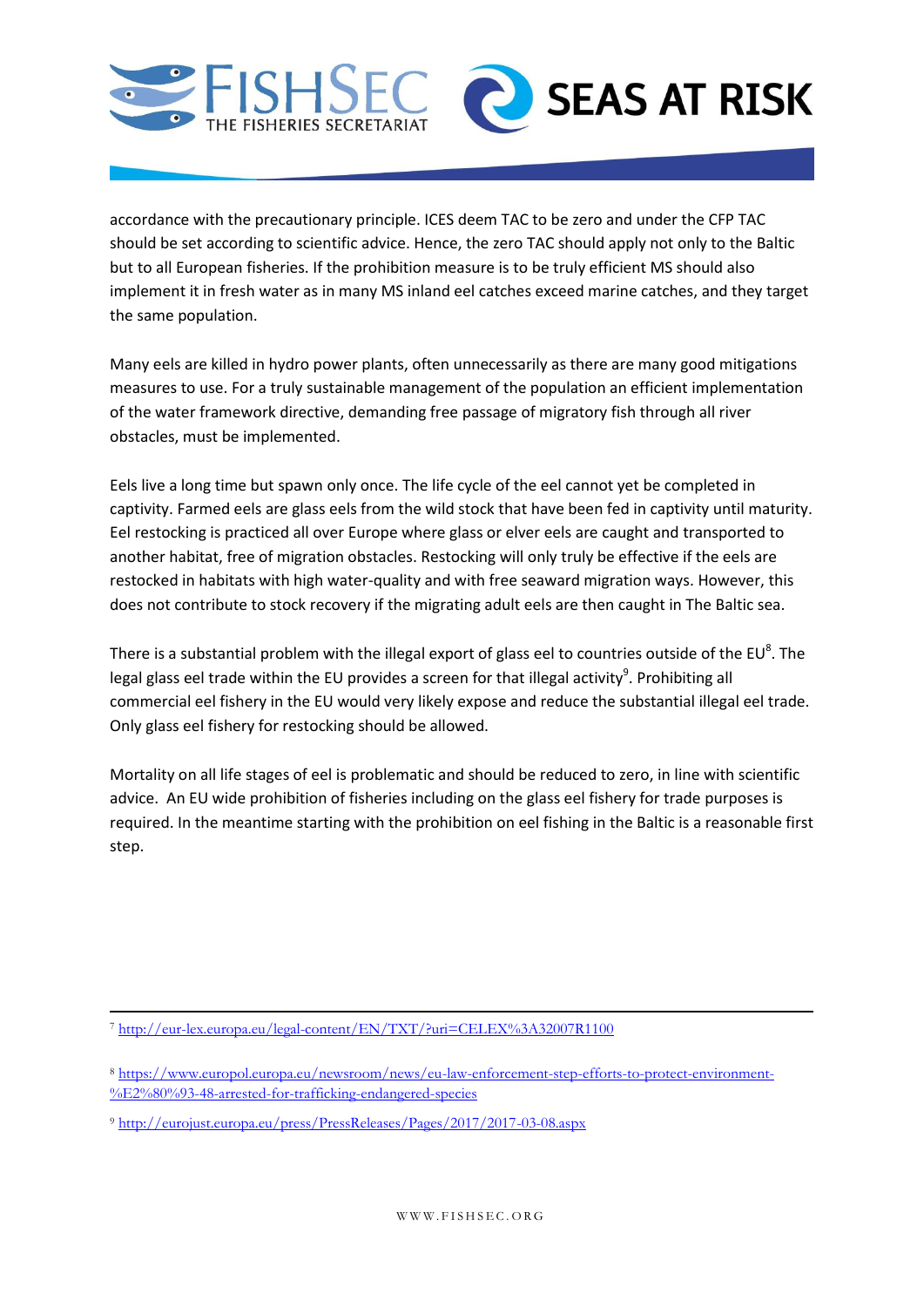accordance with the precautionary principle. ICES deem TAC to be zero and under the CFP TAC should be set according to scientific advice. Hence, the zero TAC should apply not only to the Baltic but to all European fisheries. If the prohibition measure is to be truly efficient MS should also implement it in fresh water as in many MS inland eel catches exceed marine catches, and they target the same population.

Many eels are killed in hydro power plants, often unnecessarily as there are many good mitigations measures to use. For a truly sustainable management of the population an efficient implementation of the water framework directive, demanding free passage of migratory fish through all river obstacles, must be implemented.

Eels live a long time but spawn only once. The life cycle of the eel cannot yet be completed in captivity. Farmed eels are glass eels from the wild stock that have been fed in captivity until maturity. Eel restocking is practiced all over Europe where glass or elver eels are caught and transported to another habitat, free of migration obstacles. Restocking will only truly be effective if the eels are restocked in habitats with high water-quality and with free seaward migration ways. However, this does not contribute to stock recovery if the migrating adult eels are then caught in The Baltic sea.

There is a substantial problem with the illegal export of glass eel to countries outside of the EU[8]. The legal glass eel trade within the EU provides a screen for that illegal activity[9]. Prohibiting all commercial eel fishery in the EU would very likely expose and reduce the substantial illegal eel trade. Only glass eel fishery for restocking should be allowed.

Mortality on all life stages of eel is problematic and should be reduced to zero, in line with scientific advice. An EU wide prohibition of fisheries including on the glass eel fishery for trade purposes is required. In the meantime starting with the prohibition on eel fishing in the Baltic is a reasonable first step.

---

[7] http://eur-lex.europa.eu/legal-content/EN/TXT/?uri=CELEX%3A32007R1100

[8] https://www.europol.europa.eu/newsroom/news/eu-law-enforcement-step-efforts-to-protect-environment-%E2%80%93-48-arrested-for-trafficking-endangered-species

[9] http://eurojust.europa.eu/press/PressReleases/Pages/2017/2017-03-08.aspx